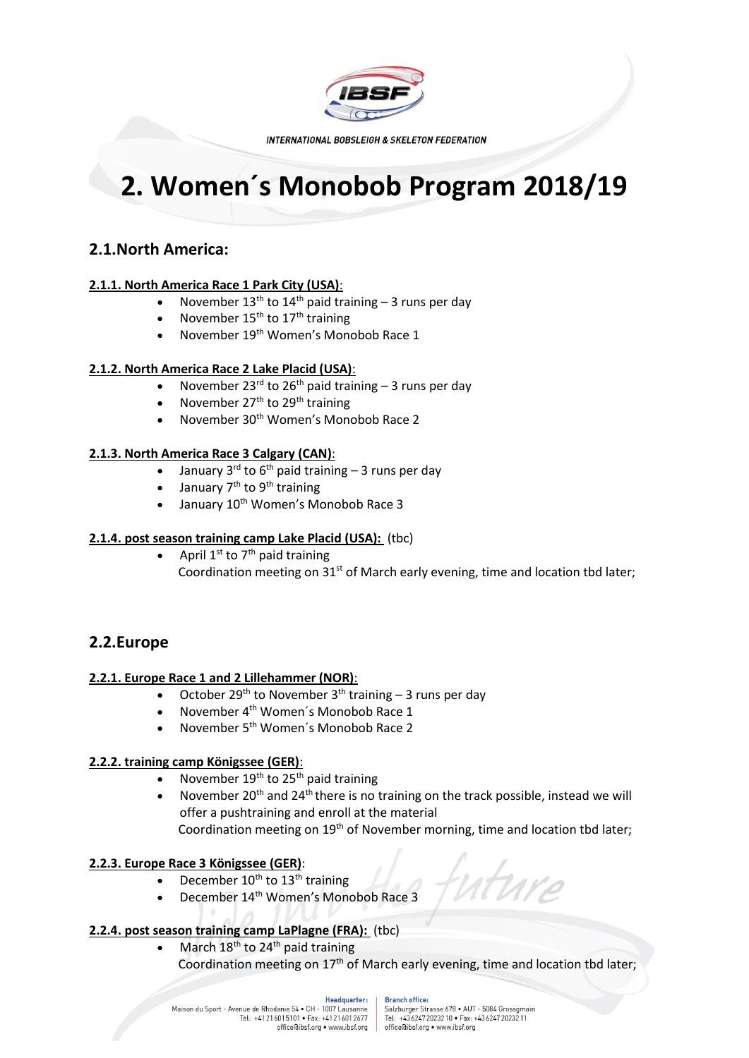# 2. Women´s Monobob Program 2018/19

## 2.1.North America:

### 2.1.1. North America Race 1 Park City (USA):

- November 13th to 14th paid training – 3 runs per day
- November 15th to 17th training
- November 19th Women's Monobob Race 1

### 2.1.2. North America Race 2 Lake Placid (USA):

- November 23rd to 26th paid training – 3 runs per day
- November 27th to 29th training
- November 30th Women's Monobob Race 2

### 2.1.3. North America Race 3 Calgary (CAN):

- January 3rd to 6th paid training – 3 runs per day
- January 7th to 9th training
- January 10th Women's Monobob Race 3

### 2.1.4. post season training camp Lake Placid (USA): (tbc)

- April 1st to 7th paid training

  Coordination meeting on 31st of March early evening, time and location tbd later;

## 2.2.Europe

### 2.2.1. Europe Race 1 and 2 Lillehammer (NOR):

- October 29th to November 3th training – 3 runs per day
- November 4th Women´s Monobob Race 1
- November 5th Women´s Monobob Race 2

### 2.2.2. training camp Königssee (GER):

- November 19th to 25th paid training
- November 20th and 24th there is no training on the track possible, instead we will offer a pushtraining and enroll at the material

  Coordination meeting on 19th of November morning, time and location tbd later;

### 2.2.3. Europe Race 3 Königssee (GER):

- December 10th to 13th training
- December 14th Women's Monobob Race 3

### 2.2.4. post season training camp LaPlagne (FRA): (tbc)

- March 18th to 24th paid training

  Coordination meeting on 17th of March early evening, time and location tbd later;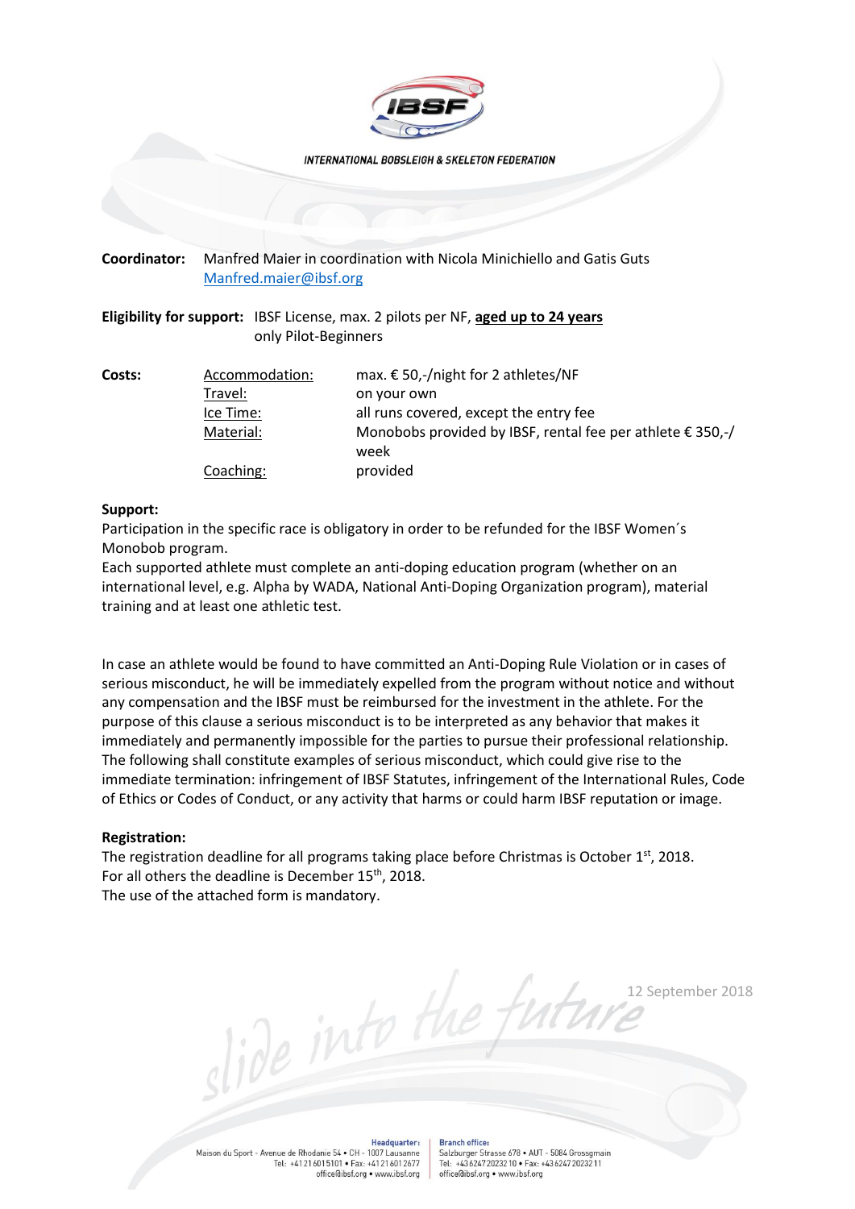**Coordinator:** Manfred Maier in coordination with Nicola Minichiello and Gatis Guts
[Manfred.maier@ibsf.org](mailto:Manfred.maier@ibsf.org)

**Eligibility for support:** IBSF License, max. 2 pilots per NF, **aged up to 24 years**
only Pilot-Beginners

| | | |
|---|---|---|
| **Costs:** | Accommodation: | max. € 50,-/night for 2 athletes/NF |
| | Travel: | on your own |
| | Ice Time: | all runs covered, except the entry fee |
| | Material: | Monobobs provided by IBSF, rental fee per athlete € 350,-/ week |
| | Coaching: | provided |

**Support:**
Participation in the specific race is obligatory in order to be refunded for the IBSF Women´s Monobob program.
Each supported athlete must complete an anti-doping education program (whether on an international level, e.g. Alpha by WADA, National Anti-Doping Organization program), material training and at least one athletic test.

In case an athlete would be found to have committed an Anti-Doping Rule Violation or in cases of serious misconduct, he will be immediately expelled from the program without notice and without any compensation and the IBSF must be reimbursed for the investment in the athlete. For the purpose of this clause a serious misconduct is to be interpreted as any behavior that makes it immediately and permanently impossible for the parties to pursue their professional relationship. The following shall constitute examples of serious misconduct, which could give rise to the immediate termination: infringement of IBSF Statutes, infringement of the International Rules, Code of Ethics or Codes of Conduct, or any activity that harms or could harm IBSF reputation or image.

**Registration:**
The registration deadline for all programs taking place before Christmas is October 1st, 2018.
For all others the deadline is December 15th, 2018.
The use of the attached form is mandatory.

12 September 2018